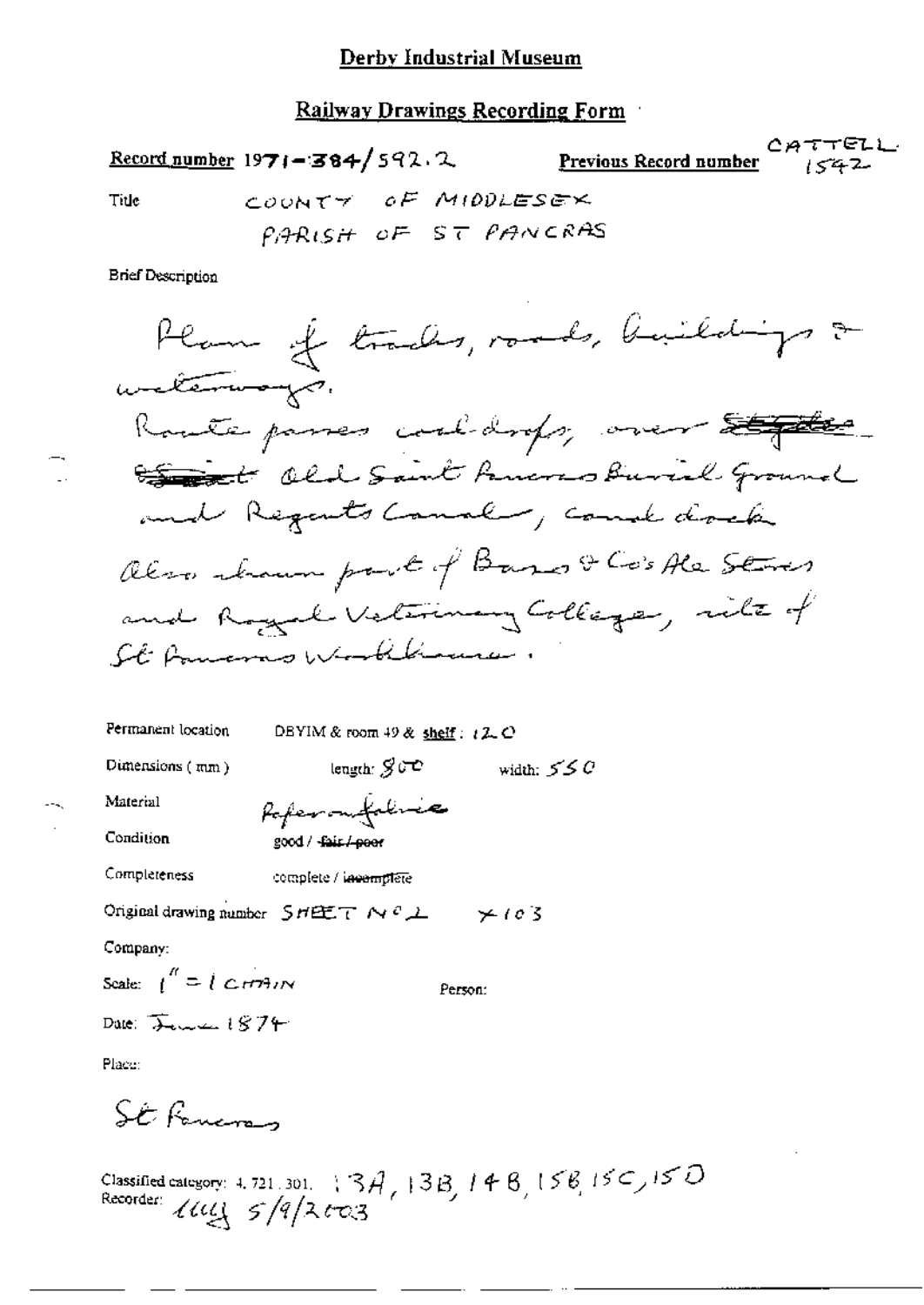# Derby Industrial Museum

## Railway Drawings Recording Form

**Record number** 1971-384/592.2 **Previous Record number** CATTELL 1542

Title COUNTY OF MIDDLESEX
PARISH OF ST PANCRAS

Brief Description

Plan of tracks, roads, buildings & waterways.
Route passes coal drops, over ~~Skipton~~ ~~Street~~ Old Saint Pancras Burial Ground and Regents Canal, canal dock.
Also shown part of Bass & Co's Ale Stores and Royal Veterinary College, site of St Pancras Workhouse.

Permanent location DBYIM & room 49 & shelf: 12.C

Dimensions (mm) length: 800 width: 550

Material Paper on fabric

Condition good / ~~fair / poor~~

Completeness complete / ~~incomplete~~

Original drawing number SHEET NO 2 ×103

Company:

Scale: 1" = 1 CHAIN Person:

Date: June 1874

Place:

St Pancras

Classified category: 4.721.301. 13A, 13B, 14B, 15B, 15C, 15D
Recorder: UUJ 5/9/2003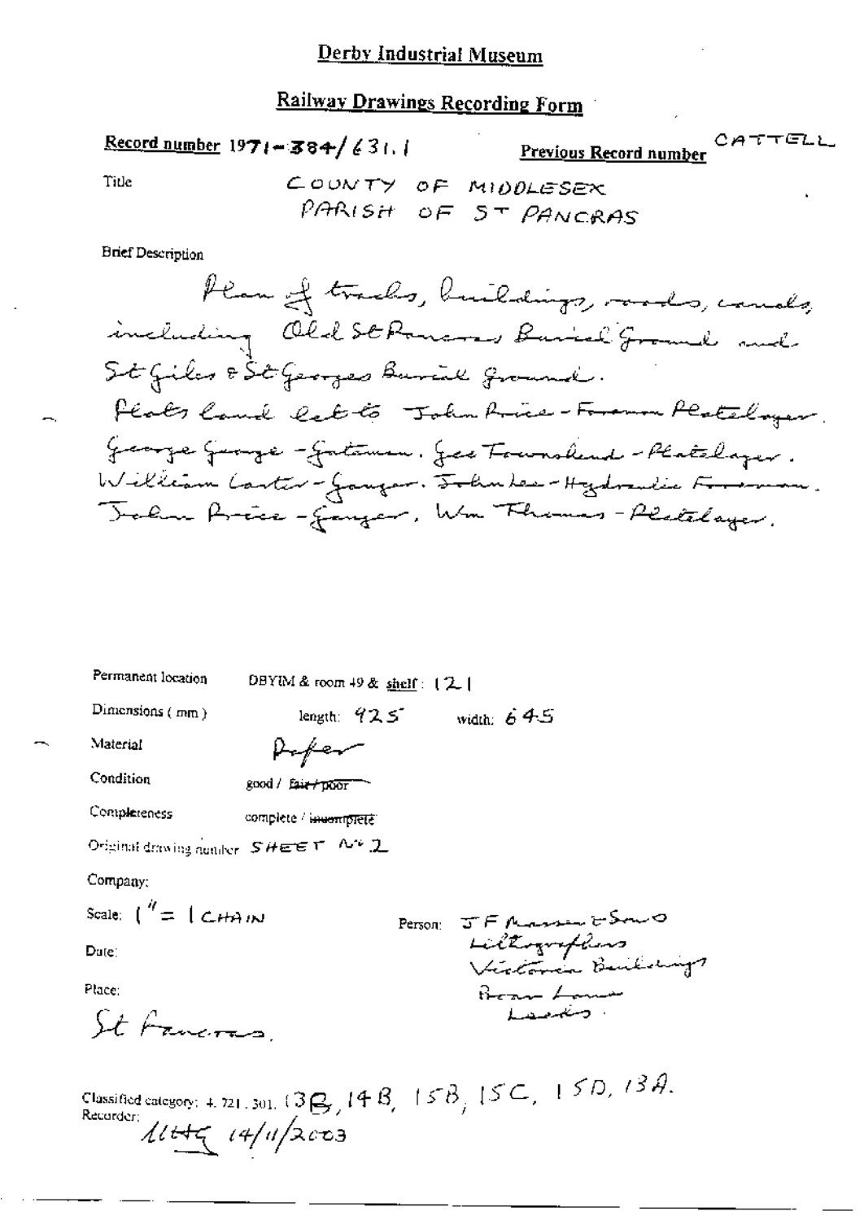## Derby Industrial Museum

## Railway Drawings Recording Form

**Record number** 1971-384/631.1 **Previous Record number** CATTELL

Title COUNTY OF MIDDLESEX
PARISH OF ST PANCRAS

Brief Description

Plan of tracks, buildings, roads, canals, including Old St Pancras Burial Ground and St Giles & St Georges Burial Ground.
Plots land let to John Price - Foreman Platelayer. George George - Gateman. Geo Townshend - Platelayer. William Carter - Ganger. John Lee - Hydraulic Foreman. John Price - Ganger. Wm Thomas - Platelayer.

Permanent location DBYIM & room 49 & shelf: 121

Dimensions (mm) length: 925 width: 645

Material Paper

Condition good / ~~fair / poor~~

Completeness complete / ~~incomplete~~

Original drawing number SHEET No 2

Company:

Scale: 1" = 1 CHAIN

Person: J F Masser & Sons
Lithographers
Victoria Buildings
Boar Lane
Leeds.

Date:

Place:
St Pancras.

Classified category: 4.721.301. 13B, 14B, 15B, 15C, 15D, 13A.

Recorder:
MHG 14/11/2003